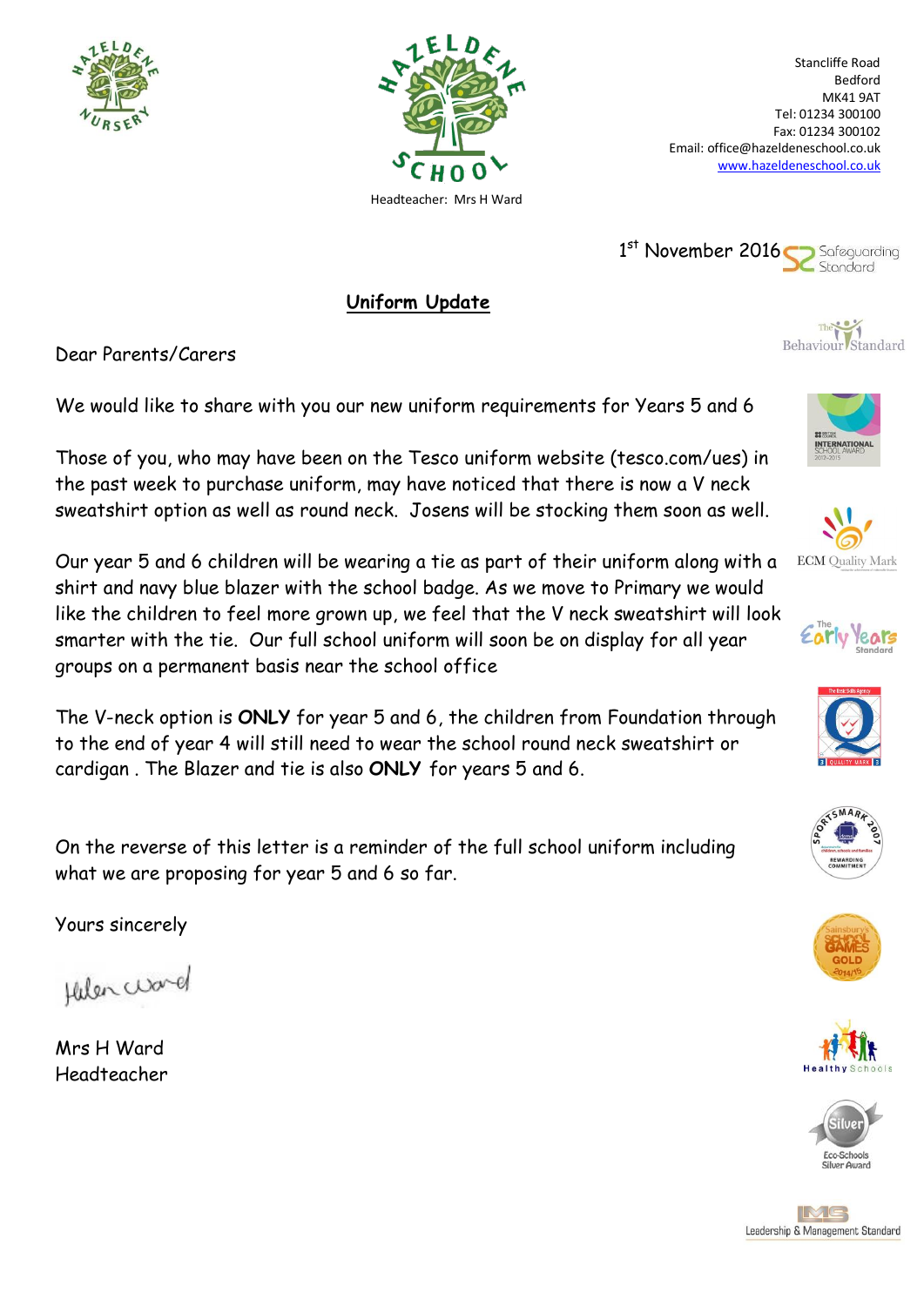Headteacher: Mrs H Ward

Stancliffe Road
Bedford
MK41 9AT
Tel: 01234 300100
Fax: 01234 300102
Email: office@hazeldeneschool.co.uk
www.hazeldeneschool.co.uk

1st November 2016

## Uniform Update

Dear Parents/Carers

We would like to share with you our new uniform requirements for Years 5 and 6

Those of you, who may have been on the Tesco uniform website (tesco.com/ues) in the past week to purchase uniform, may have noticed that there is now a V neck sweatshirt option as well as round neck. Josens will be stocking them soon as well.

Our year 5 and 6 children will be wearing a tie as part of their uniform along with a shirt and navy blue blazer with the school badge. As we move to Primary we would like the children to feel more grown up, we feel that the V neck sweatshirt will look smarter with the tie. Our full school uniform will soon be on display for all year groups on a permanent basis near the school office

The V-neck option is **ONLY** for year 5 and 6, the children from Foundation through to the end of year 4 will still need to wear the school round neck sweatshirt or cardigan . The Blazer and tie is also **ONLY** for years 5 and 6.

On the reverse of this letter is a reminder of the full school uniform including what we are proposing for year 5 and 6 so far.

Yours sincerely

Mrs H Ward
Headteacher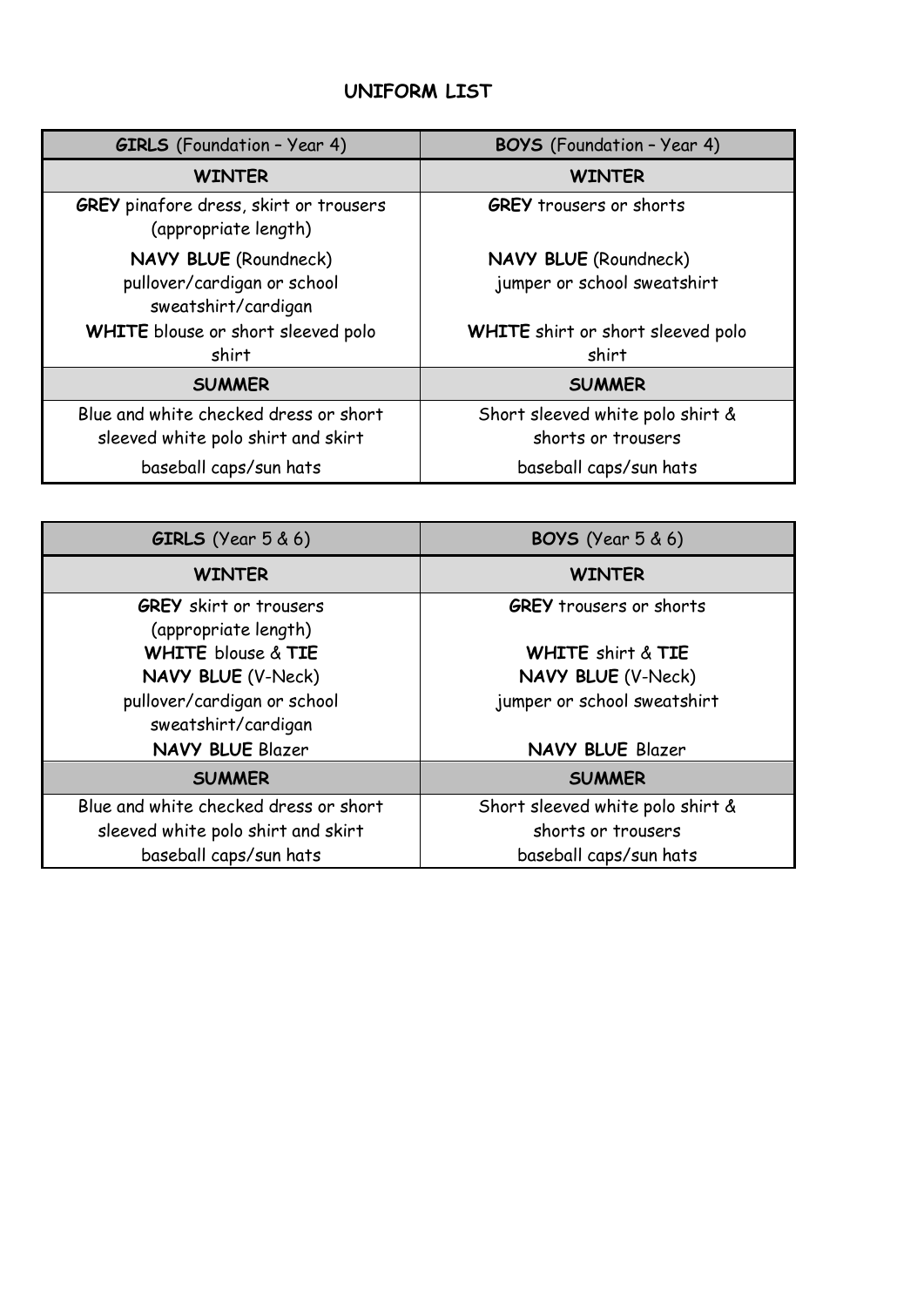# UNIFORM LIST

| **GIRLS** (Foundation – Year 4) | **BOYS** (Foundation – Year 4) |
|---|---|
| **WINTER** | **WINTER** |
| **GREY** pinafore dress, skirt or trousers (appropriate length) | **GREY** trousers or shorts |
| **NAVY BLUE** (Roundneck) pullover/cardigan or school sweatshirt/cardigan | **NAVY BLUE** (Roundneck) jumper or school sweatshirt |
| **WHITE** blouse or short sleeved polo shirt | **WHITE** shirt or short sleeved polo shirt |
| **SUMMER** | **SUMMER** |
| Blue and white checked dress or short sleeved white polo shirt and skirt | Short sleeved white polo shirt & shorts or trousers |
| baseball caps/sun hats | baseball caps/sun hats |

| **GIRLS** (Year 5 & 6) | **BOYS** (Year 5 & 6) |
|---|---|
| **WINTER** | **WINTER** |
| **GREY** skirt or trousers (appropriate length) | **GREY** trousers or shorts |
| **WHITE** blouse & **TIE** | **WHITE** shirt & **TIE** |
| **NAVY BLUE** (V-Neck) pullover/cardigan or school sweatshirt/cardigan | **NAVY BLUE** (V-Neck) jumper or school sweatshirt |
| **NAVY BLUE** Blazer | **NAVY BLUE** Blazer |
| **SUMMER** | **SUMMER** |
| Blue and white checked dress or short sleeved white polo shirt and skirt | Short sleeved white polo shirt & shorts or trousers |
| baseball caps/sun hats | baseball caps/sun hats |